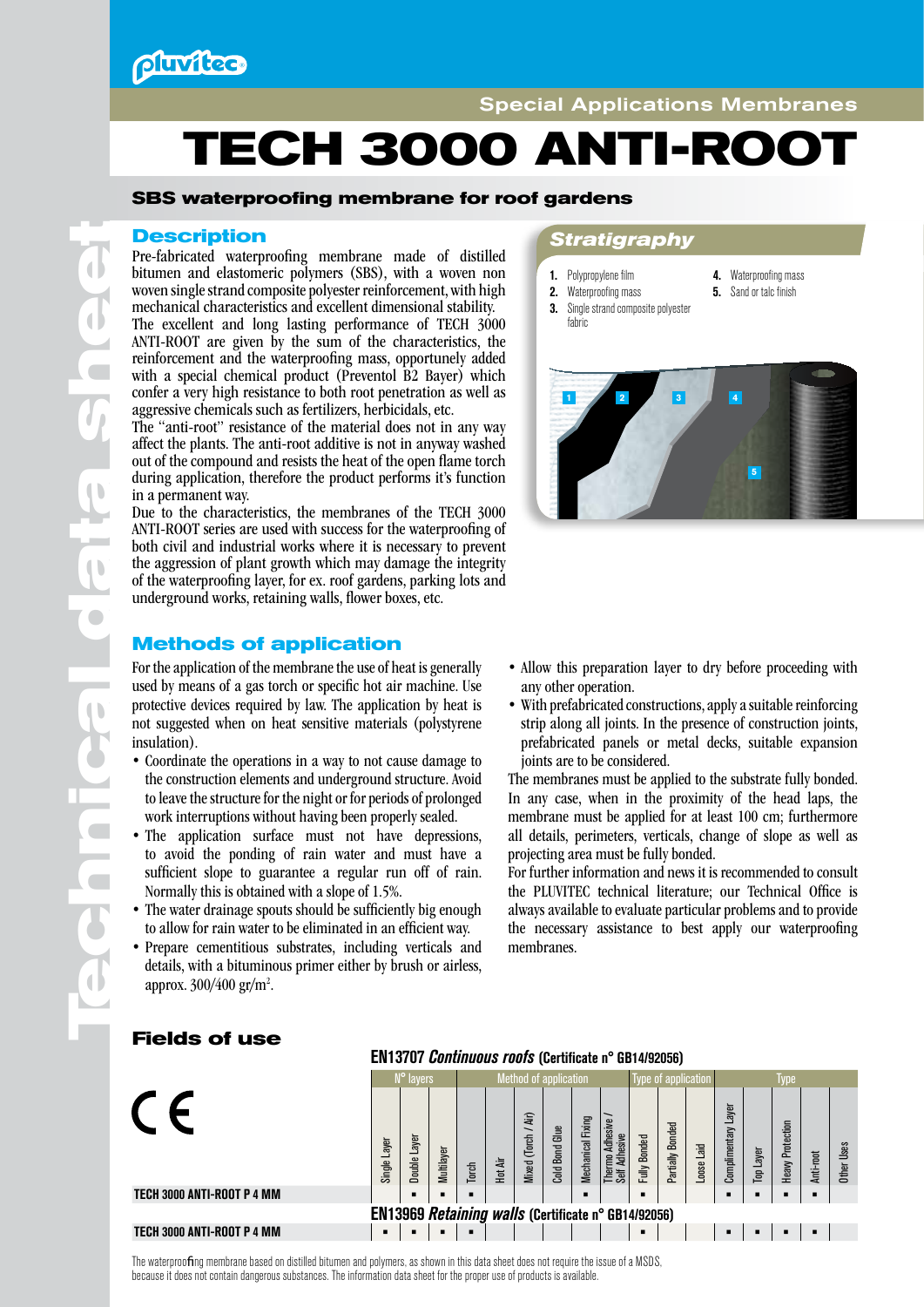Special Applications Membranes

# TECH 3000 ANTI-ROOT

## SBS waterproofing membrane for roof gardens

## Description

Pre-fabricated waterproofing membrane made of distilled bitumen and elastomeric polymers (SBS), with a woven non woven single strand composite polyester reinforcement, with high mechanical characteristics and excellent dimensional stability.
The excellent and long lasting performance of TECH 3000 ANTI-ROOT are given by the sum of the characteristics, the reinforcement and the waterproofing mass, opportunely added with a special chemical product (Preventol B2 Bayer) which confer a very high resistance to both root penetration as well as aggressive chemicals such as fertilizers, herbicidals, etc.
The "anti-root" resistance of the material does not in any way affect the plants. The anti-root additive is not in anyway washed out of the compound and resists the heat of the open flame torch during application, therefore the product performs it's function in a permanent way.
Due to the characteristics, the membranes of the TECH 3000 ANTI-ROOT series are used with success for the waterproofing of both civil and industrial works where it is necessary to prevent the aggression of plant growth which may damage the integrity of the waterproofing layer, for ex. roof gardens, parking lots and underground works, retaining walls, flower boxes, etc.

## Stratigraphy

1. Polypropylene film
2. Waterproofing mass
3. Single strand composite polyester fabric
4. Waterproofing mass
5. Sand or talc finish

## Methods of application

For the application of the membrane the use of heat is generally used by means of a gas torch or specific hot air machine. Use protective devices required by law. The application by heat is not suggested when on heat sensitive materials (polystyrene insulation).

- Coordinate the operations in a way to not cause damage to the construction elements and underground structure. Avoid to leave the structure for the night or for periods of prolonged work interruptions without having been properly sealed.
- The application surface must not have depressions, to avoid the ponding of rain water and must have a sufficient slope to guarantee a regular run off of rain. Normally this is obtained with a slope of 1.5%.
- The water drainage spouts should be sufficiently big enough to allow for rain water to be eliminated in an efficient way.
- Prepare cementitious substrates, including verticals and details, with a bituminous primer either by brush or airless, approx. 300/400 gr/m$^2$.
- Allow this preparation layer to dry before proceeding with any other operation.
- With prefabricated constructions, apply a suitable reinforcing strip along all joints. In the presence of construction joints, prefabricated panels or metal decks, suitable expansion joints are to be considered.

The membranes must be applied to the substrate fully bonded. In any case, when in the proximity of the head laps, the membrane must be applied for at least 100 cm; furthermore all details, perimeters, verticals, change of slope as well as projecting area must be fully bonded.
For further information and news it is recommended to consult the PLUVITEC technical literature; our Technical Office is always available to evaluate particular problems and to provide the necessary assistance to best apply our waterproofing membranes.

## Fields of use

CE

**EN13707 *Continuous roofs* (Certificate n° GB14/92056)**

| | N° layers | | | Method of application | | | | | | Type of application | | | Type | | | | |
|---|---|---|---|---|---|---|---|---|---|---|---|---|---|---|---|---|---|
| | Single Layer | Double Layer | Multilayer | Torch | Hot Air | Mixed (Torch / Air) | Cold Bond Glue | Mechanical Fixing | Thermo Adhesive / Self Adhesive | Fully Bonded | Partially Bonded | Loose Laid | Complimentary Layer | Top Layer | Heavy Protection | Anti-root | Other Uses |
| **TECH 3000 ANTI-ROOT P 4 MM** | | ■ | ■ | ■ | | | | ■ | | ■ | | | ■ | ■ | ■ | ■ | |
| **EN13969 *Retaining walls* (Certificate n° GB14/92056)** | | | | | | | | | | | | | | | | | |
| **TECH 3000 ANTI-ROOT P 4 MM** | ■ | ■ | ■ | ■ | | | | | | ■ | | | ■ | ■ | ■ | ■ | |

The waterproofing membrane based on distilled bitumen and polymers, as shown in this data sheet does not require the issue of a MSDS, because it does not contain dangerous substances. The information data sheet for the proper use of products is available.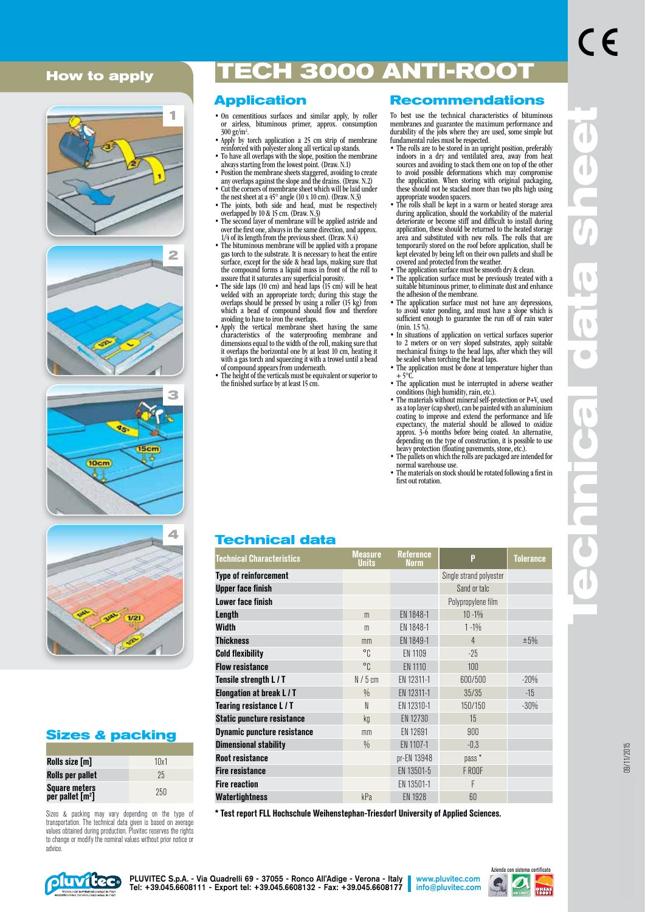# TECH 3000 ANTI-ROOT

## How to apply

## Application

- On cementitious surfaces and similar apply, by roller or airless, bituminous primer, approx. consumption 300 gr/m².
- Apply by torch application a 25 cm strip of membrane reinforced with polyester along all vertical up stands.
- To have all overlaps with the slope, position the membrane always starting from the lowest point. (Draw. N.1)
- Position the membrane sheets staggered, avoiding to create any overlaps against the slope and the drains. (Draw. N.2)
- Cut the corners of membrane sheet which will be laid under the nest sheet at a 45° angle (10 x 10 cm). (Draw. N.3)
- The joints, both side and head, must be respectively overlapped by 10 & 15 cm. (Draw. N.3)
- The second layer of membrane will be applied astride and over the first one, always in the same direction, and approx. 1/4 of its length from the previous sheet. (Draw. N.4)
- The bituminous membrane will be applied with a propane gas torch to the substrate. It is necessary to heat the entire surface, except for the side & head laps, making sure that the compound forms a liquid mass in front of the roll to assure that it saturates any superficial porosity.
- The side laps (10 cm) and head laps (15 cm) will be heat welded with an appropriate torch; during this stage the overlaps should be pressed by using a roller (15 kg) from which a bead of compound should flow and therefore avoiding to have to iron the overlaps.
- Apply the vertical membrane sheet having the same characteristics of the waterproofing membrane and dimensions equal to the width of the roll, making sure that it overlaps the horizontal one by at least 10 cm, heating it with a gas torch and squeezing it with a trowel until a bead of compound appears from underneath.
- The height of the verticals must be equivalent or superior to the finished surface by at least 15 cm.

## Recommendations

To best use the technical characteristics of bituminous membranes and guarantee the maximum performance and durability of the jobs where they are used, some simple but fundamental rules must be respected.

- The rolls are to be stored in an upright position, preferably indoors in a dry and ventilated area, away from heat sources and avoiding to stack them one on top of the other to avoid possible deformations which may compromise the application. When storing with original packaging, these should not be stacked more than two plts high using appropriate wooden spacers.
- The rolls shall be kept in a warm or heated storage area during application, should the workability of the material deteriorate or become stiff and difficult to install during application, these should be returned to the heated storage area and substituted with new rolls. The rolls that are temporarily stored on the roof before application, shall be kept elevated by being left on their own pallets and shall be covered and protected from the weather.
- The application surface must be smooth dry & clean.
- The application surface must be previously treated with a suitable bituminous primer, to eliminate dust and enhance the adhesion of the membrane.
- The application surface must not have any depressions, to avoid water ponding, and must have a slope which is sufficient enough to guarantee the run off of rain water (min. 1.5 %).
- In situations of application on vertical surfaces superior to 2 meters or on very sloped substrates, apply suitable mechanical fixings to the head laps, after which they will be sealed when torching the head laps.
- The application must be done at temperature higher than + 5°C.
- The application must be interrupted in adverse weather conditions (high humidity, rain, etc.).
- The materials without mineral self-protection or P+V, used as a top layer (cap sheet), can be painted with an aluminium coating to improve and extend the performance and life expectancy, the material should be allowed to oxidize approx. 3-6 months before being coated. An alternative, depending on the type of construction, it is possible to use heavy protection (floating pavements, stone, etc.).
- The pallets on which the rolls are packaged are intended for normal warehouse use.
- The materials on stock should be rotated following a first in first out rotation.

## Sizes & packing

| | |
|---|---|
| Rolls size [m] | 10x1 |
| Rolls per pallet | 25 |
| Square meters per pallet [m²] | 250 |

Sizes & packing may vary depending on the type of transportation. The technical data given is based on average values obtained during production. Pluvitec reserves the rights to change or modify the nominal values without prior notice or advice.

## Technical data

| Technical Characteristics | Measure Units | Reference Norm | P | Tolerance |
|---|---|---|---|---|
| Type of reinforcement | | | Single strand polyester | |
| Upper face finish | | | Sand or talc | |
| Lower face finish | | | Polypropylene film | |
| Length | m | EN 1848-1 | 10 -1% | |
| Width | m | EN 1848-1 | 1 -1% | |
| Thickness | mm | EN 1849-1 | 4 | ±5% |
| Cold flexibility | °C | EN 1109 | -25 | |
| Flow resistance | °C | EN 1110 | 100 | |
| Tensile strength L / T | N / 5 cm | EN 12311-1 | 600/500 | -20% |
| Elongation at break L / T | % | EN 12311-1 | 35/35 | -15 |
| Tearing resistance L / T | N | EN 12310-1 | 150/150 | -30% |
| Static puncture resistance | kg | EN 12730 | 15 | |
| Dynamic puncture resistance | mm | EN 12691 | 900 | |
| Dimensional stability | % | EN 1107-1 | -0,3 | |
| Root resistance | | pr-EN 13948 | pass * | |
| Fire resistance | | EN 13501-5 | F ROOF | |
| Fire reaction | | EN 13501-1 | F | |
| Watertightness | kPa | EN 1928 | 60 | |

**\* Test report FLL Hochschule Weihenstephan-Triesdorf University of Applied Sciences.**

technical data sheet

09/11/2015

PLUVITEC S.p.A. - Via Quadrelli 69 - 37055 - Ronco All'Adige - Verona - Italy
Tel: +39.045.6608111 - Export tel: +39.045.6608132 - Fax: +39.045.6608177
www.pluvitec.com
info@pluvitec.com

Azienda con sistema certificato